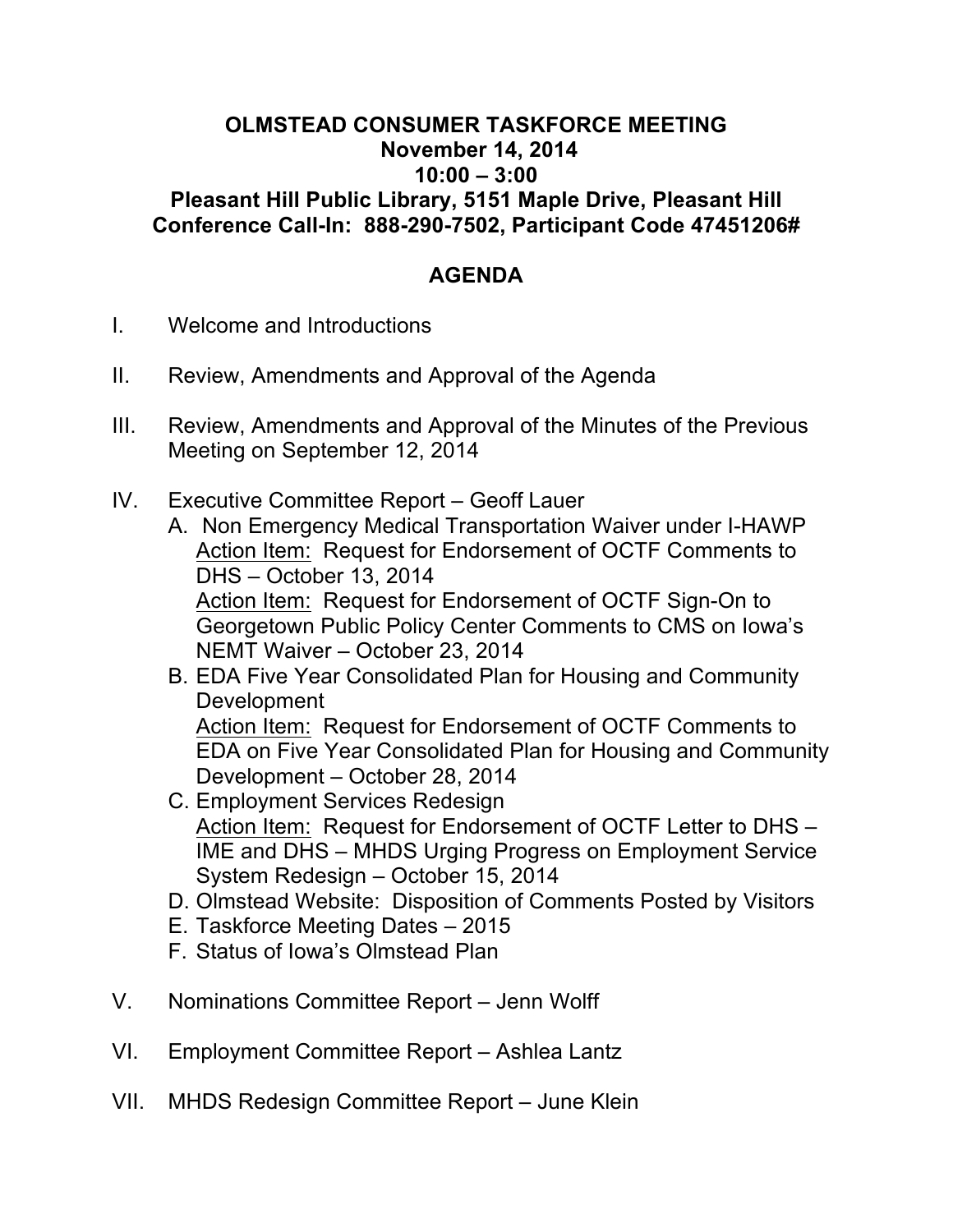**OLMSTEAD CONSUMER TASKFORCE MEETING**
**November 14, 2014**
**10:00 – 3:00**
**Pleasant Hill Public Library, 5151 Maple Drive, Pleasant Hill**
**Conference Call-In: 888-290-7502, Participant Code 47451206#**

## AGENDA

I. Welcome and Introductions

II. Review, Amendments and Approval of the Agenda

III. Review, Amendments and Approval of the Minutes of the Previous Meeting on September 12, 2014

IV. Executive Committee Report – Geoff Lauer
   A. Non Emergency Medical Transportation Waiver under I-HAWP
      Action Item: Request for Endorsement of OCTF Comments to DHS – October 13, 2014
      Action Item: Request for Endorsement of OCTF Sign-On to Georgetown Public Policy Center Comments to CMS on Iowa's NEMT Waiver – October 23, 2014
   B. EDA Five Year Consolidated Plan for Housing and Community Development
      Action Item: Request for Endorsement of OCTF Comments to EDA on Five Year Consolidated Plan for Housing and Community Development – October 28, 2014
   C. Employment Services Redesign
      Action Item: Request for Endorsement of OCTF Letter to DHS – IME and DHS – MHDS Urging Progress on Employment Service System Redesign – October 15, 2014
   D. Olmstead Website: Disposition of Comments Posted by Visitors
   E. Taskforce Meeting Dates – 2015
   F. Status of Iowa's Olmstead Plan

V. Nominations Committee Report – Jenn Wolff

VI. Employment Committee Report – Ashlea Lantz

VII. MHDS Redesign Committee Report – June Klein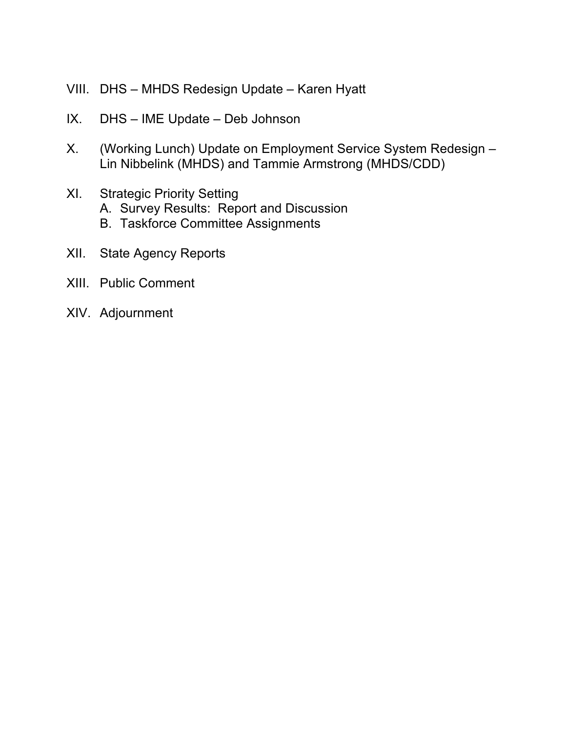VIII. DHS – MHDS Redesign Update – Karen Hyatt

IX. DHS – IME Update – Deb Johnson

X. (Working Lunch) Update on Employment Service System Redesign – Lin Nibbelink (MHDS) and Tammie Armstrong (MHDS/CDD)

XI. Strategic Priority Setting
   A. Survey Results: Report and Discussion
   B. Taskforce Committee Assignments

XII. State Agency Reports

XIII. Public Comment

XIV. Adjournment